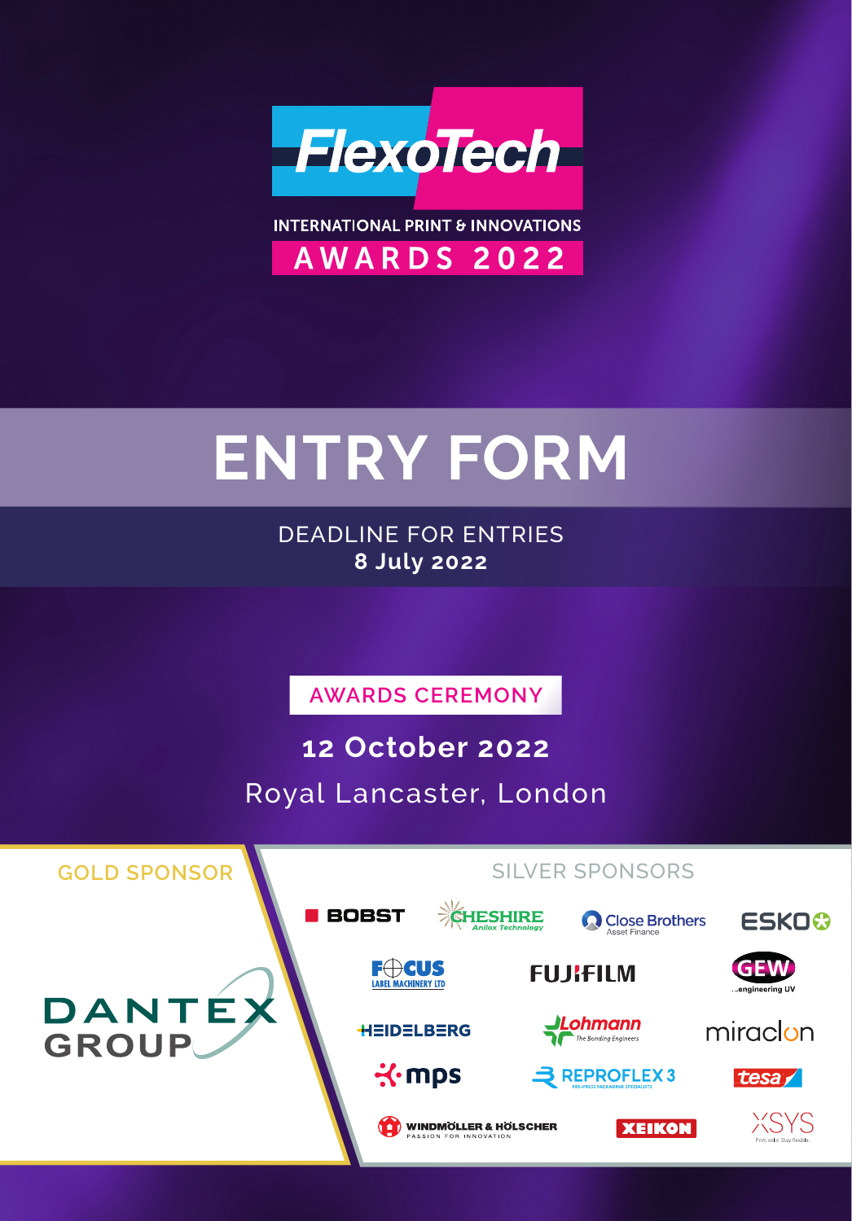# FlexoTech

INTERNATIONAL PRINT & INNOVATIONS

AWARDS 2022

# ENTRY FORM

DEADLINE FOR ENTRIES
**8 July 2022**

AWARDS CEREMONY

**12 October 2022**

Royal Lancaster, London

GOLD SPONSOR

DANTEX GROUP

SILVER SPONSORS

BOBST
CHESHIRE Anilox Technology
Close Brothers Asset Finance
ESKO
FOCUS LABEL MACHINERY LTD
FUJIFILM
GEW ...engineering UV
HEIDELBERG
Lohmann The Bonding Engineers
miraclon
mps
REPROFLEX 3 PRE-PRESS PACKAGING SPECIALISTS
tesa
WINDMÖLLER & HÖLSCHER PASSION FOR INNOVATION
XEIKON
XSYS Print solid. Stay flexible.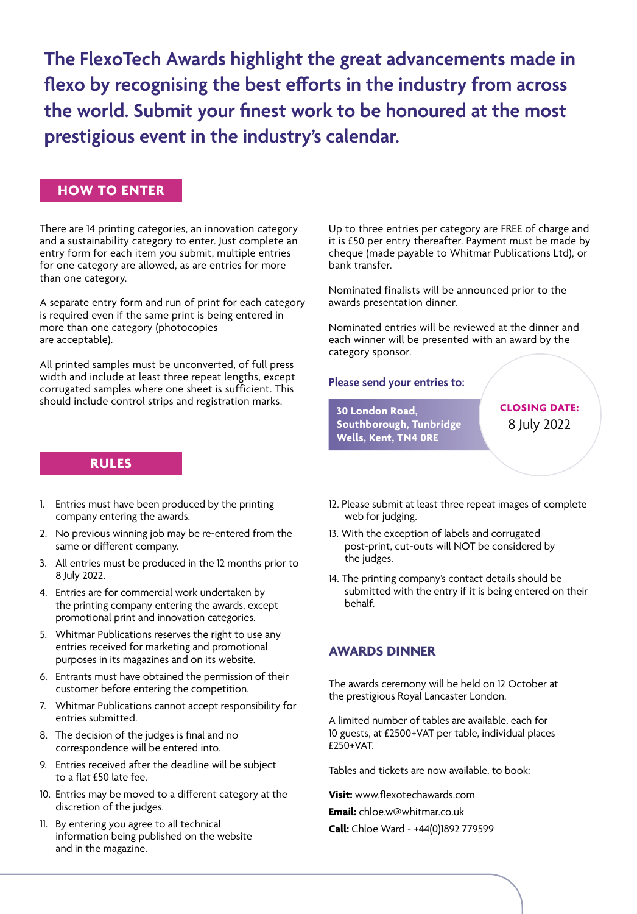**The FlexoTech Awards highlight the great advancements made in flexo by recognising the best efforts in the industry from across the world. Submit your finest work to be honoured at the most prestigious event in the industry's calendar.**

## HOW TO ENTER

There are 14 printing categories, an innovation category and a sustainability category to enter. Just complete an entry form for each item you submit, multiple entries for one category are allowed, as are entries for more than one category.

A separate entry form and run of print for each category is required even if the same print is being entered in more than one category (photocopies are acceptable).

All printed samples must be unconverted, of full press width and include at least three repeat lengths, except corrugated samples where one sheet is sufficient. This should include control strips and registration marks.

Up to three entries per category are FREE of charge and it is £50 per entry thereafter. Payment must be made by cheque (made payable to Whitmar Publications Ltd), or bank transfer.

Nominated finalists will be announced prior to the awards presentation dinner.

Nominated entries will be reviewed at the dinner and each winner will be presented with an award by the category sponsor.

### Please send your entries to:

**30 London Road, Southborough, Tunbridge Wells, Kent, TN4 0RE**

**CLOSING DATE:** 8 July 2022

## RULES

1. Entries must have been produced by the printing company entering the awards.
2. No previous winning job may be re-entered from the same or different company.
3. All entries must be produced in the 12 months prior to 8 July 2022.
4. Entries are for commercial work undertaken by the printing company entering the awards, except promotional print and innovation categories.
5. Whitmar Publications reserves the right to use any entries received for marketing and promotional purposes in its magazines and on its website.
6. Entrants must have obtained the permission of their customer before entering the competition.
7. Whitmar Publications cannot accept responsibility for entries submitted.
8. The decision of the judges is final and no correspondence will be entered into.
9. Entries received after the deadline will be subject to a flat £50 late fee.
10. Entries may be moved to a different category at the discretion of the judges.
11. By entering you agree to all technical information being published on the website and in the magazine.
12. Please submit at least three repeat images of complete web for judging.
13. With the exception of labels and corrugated post-print, cut-outs will NOT be considered by the judges.
14. The printing company's contact details should be submitted with the entry if it is being entered on their behalf.

## AWARDS DINNER

The awards ceremony will be held on 12 October at the prestigious Royal Lancaster London.

A limited number of tables are available, each for 10 guests, at £2500+VAT per table, individual places £250+VAT.

Tables and tickets are now available, to book:

**Visit:** www.flexotechawards.com

**Email:** chloe.w@whitmar.co.uk

**Call:** Chloe Ward - +44(0)1892 779599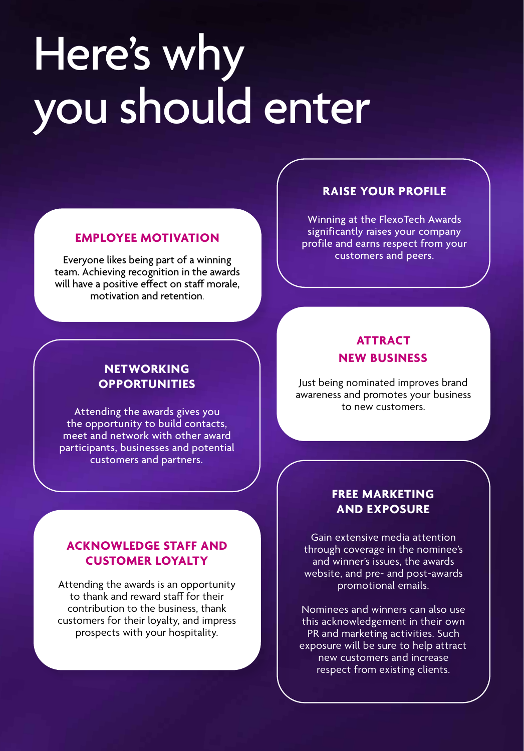# Here's why you should enter

## EMPLOYEE MOTIVATION

Everyone likes being part of a winning team. Achieving recognition in the awards will have a positive effect on staff morale, motivation and retention.

## RAISE YOUR PROFILE

Winning at the FlexoTech Awards significantly raises your company profile and earns respect from your customers and peers.

## NETWORKING OPPORTUNITIES

Attending the awards gives you the opportunity to build contacts, meet and network with other award participants, businesses and potential customers and partners.

## ATTRACT NEW BUSINESS

Just being nominated improves brand awareness and promotes your business to new customers.

## ACKNOWLEDGE STAFF AND CUSTOMER LOYALTY

Attending the awards is an opportunity to thank and reward staff for their contribution to the business, thank customers for their loyalty, and impress prospects with your hospitality.

## FREE MARKETING AND EXPOSURE

Gain extensive media attention through coverage in the nominee's and winner's issues, the awards website, and pre- and post-awards promotional emails.

Nominees and winners can also use this acknowledgement in their own PR and marketing activities. Such exposure will be sure to help attract new customers and increase respect from existing clients.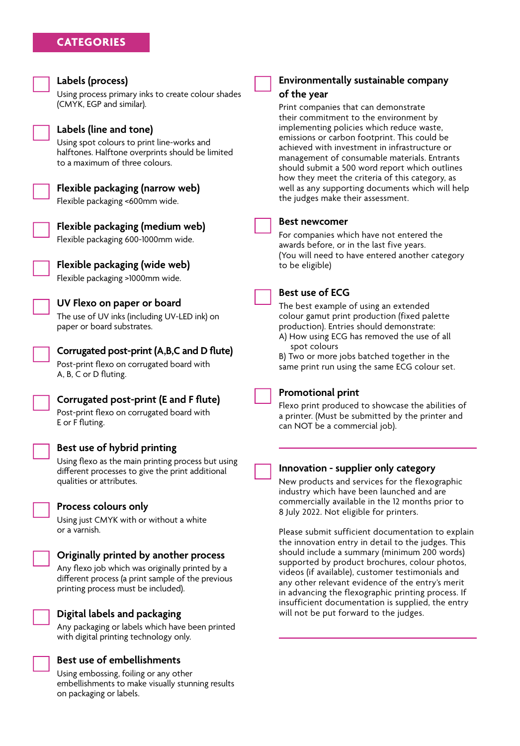## CATEGORIES

### Labels (process)

Using process primary inks to create colour shades (CMYK, EGP and similar).

### Labels (line and tone)

Using spot colours to print line-works and halftones. Halftone overprints should be limited to a maximum of three colours.

### Flexible packaging (narrow web)

Flexible packaging <600mm wide.

### Flexible packaging (medium web)

Flexible packaging 600-1000mm wide.

### Flexible packaging (wide web)

Flexible packaging >1000mm wide.

### UV Flexo on paper or board

The use of UV inks (including UV-LED ink) on paper or board substrates.

### Corrugated post-print (A,B,C and D flute)

Post-print flexo on corrugated board with A, B, C or D fluting.

### Corrugated post-print (E and F flute)

Post-print flexo on corrugated board with E or F fluting.

### Best use of hybrid printing

Using flexo as the main printing process but using different processes to give the print additional qualities or attributes.

### Process colours only

Using just CMYK with or without a white or a varnish.

### Originally printed by another process

Any flexo job which was originally printed by a different process (a print sample of the previous printing process must be included).

### Digital labels and packaging

Any packaging or labels which have been printed with digital printing technology only.

### Best use of embellishments

Using embossing, foiling or any other embellishments to make visually stunning results on packaging or labels.

### Environmentally sustainable company of the year

Print companies that can demonstrate their commitment to the environment by implementing policies which reduce waste, emissions or carbon footprint. This could be achieved with investment in infrastructure or management of consumable materials. Entrants should submit a 500 word report which outlines how they meet the criteria of this category, as well as any supporting documents which will help the judges make their assessment.

### Best newcomer

For companies which have not entered the awards before, or in the last five years. (You will need to have entered another category to be eligible)

### Best use of ECG

The best example of using an extended colour gamut print production (fixed palette production). Entries should demonstrate:

A) How using ECG has removed the use of all spot colours

B) Two or more jobs batched together in the same print run using the same ECG colour set.

### Promotional print

Flexo print produced to showcase the abilities of a printer. (Must be submitted by the printer and can NOT be a commercial job).

---

### Innovation - supplier only category

New products and services for the flexographic industry which have been launched and are commercially available in the 12 months prior to 8 July 2022. Not eligible for printers.

Please submit sufficient documentation to explain the innovation entry in detail to the judges. This should include a summary (minimum 200 words) supported by product brochures, colour photos, videos (if available), customer testimonials and any other relevant evidence of the entry's merit in advancing the flexographic printing process. If insufficient documentation is supplied, the entry will not be put forward to the judges.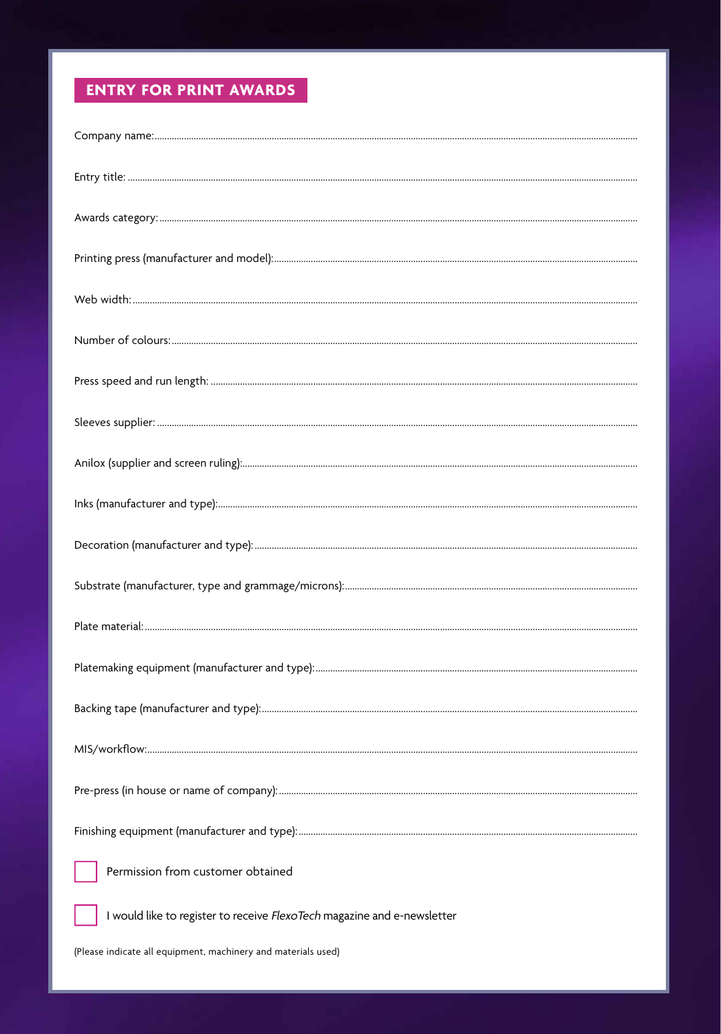## ENTRY FOR PRINT AWARDS

Company name: ..........................................................................................................

Entry title: ..........................................................................................................

Awards category: ..........................................................................................................

Printing press (manufacturer and model): ..........................................................................................................

Web width: ..........................................................................................................

Number of colours: ..........................................................................................................

Press speed and run length: ..........................................................................................................

Sleeves supplier: ..........................................................................................................

Anilox (supplier and screen ruling): ..........................................................................................................

Inks (manufacturer and type): ..........................................................................................................

Decoration (manufacturer and type): ..........................................................................................................

Substrate (manufacturer, type and grammage/microns): ..........................................................................................................

Plate material: ..........................................................................................................

Platemaking equipment (manufacturer and type): ..........................................................................................................

Backing tape (manufacturer and type): ..........................................................................................................

MIS/workflow: ..........................................................................................................

Pre-press (in house or name of company): ..........................................................................................................

Finishing equipment (manufacturer and type): ..........................................................................................................

☐ Permission from customer obtained

☐ I would like to register to receive *FlexoTech* magazine and e-newsletter

(Please indicate all equipment, machinery and materials used)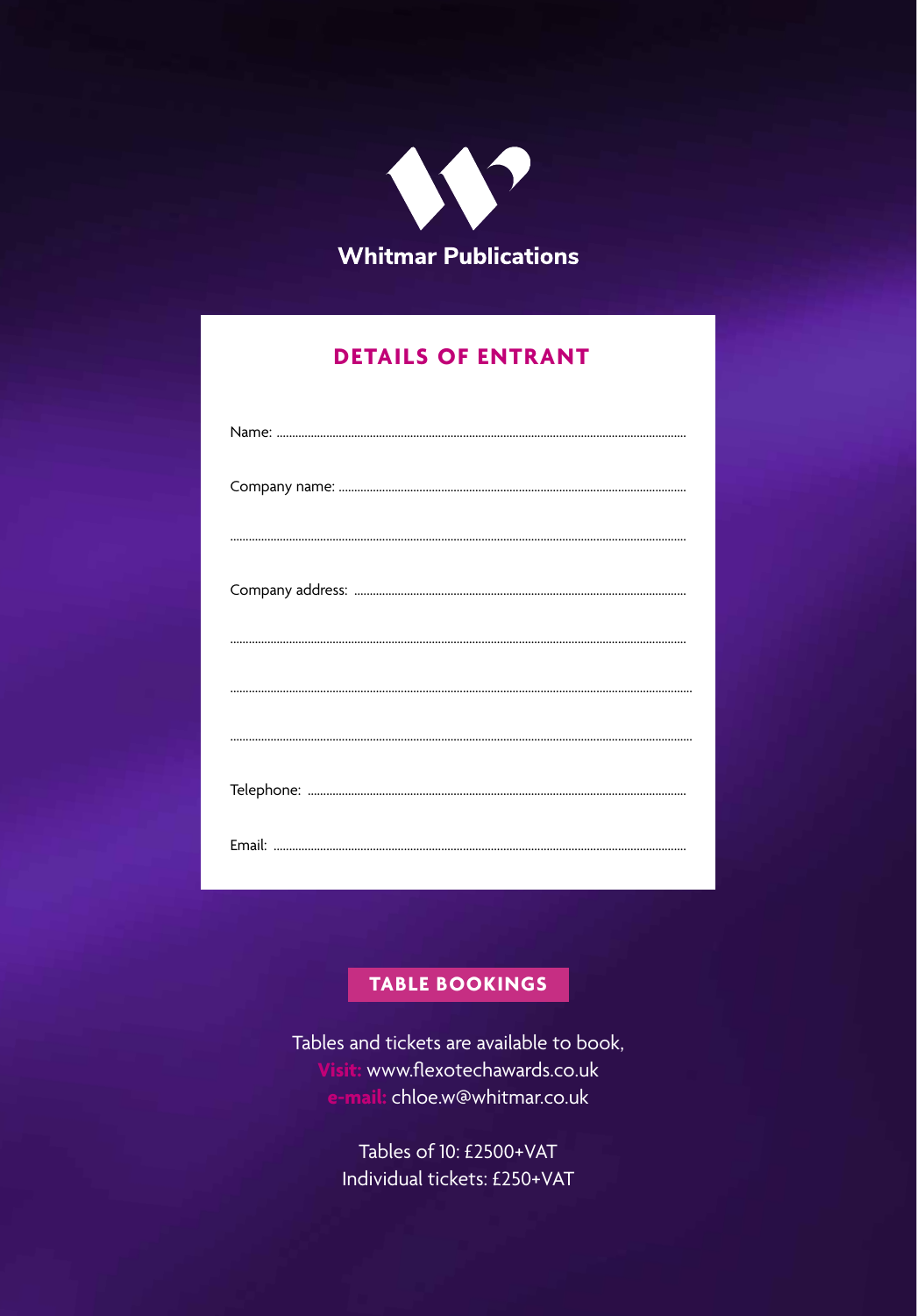Whitmar Publications

## DETAILS OF ENTRANT

Name: ..........................................................................................................................

Company name: ..........................................................................................................

..........................................................................................................................................

Company address: ......................................................................................................

..........................................................................................................................................

..........................................................................................................................................

..........................................................................................................................................

Telephone: .................................................................................................................

Email: ..........................................................................................................................

## TABLE BOOKINGS

Tables and tickets are available to book,
**Visit:** www.flexotechawards.co.uk
**e-mail:** chloe.w@whitmar.co.uk

Tables of 10: £2500+VAT
Individual tickets: £250+VAT